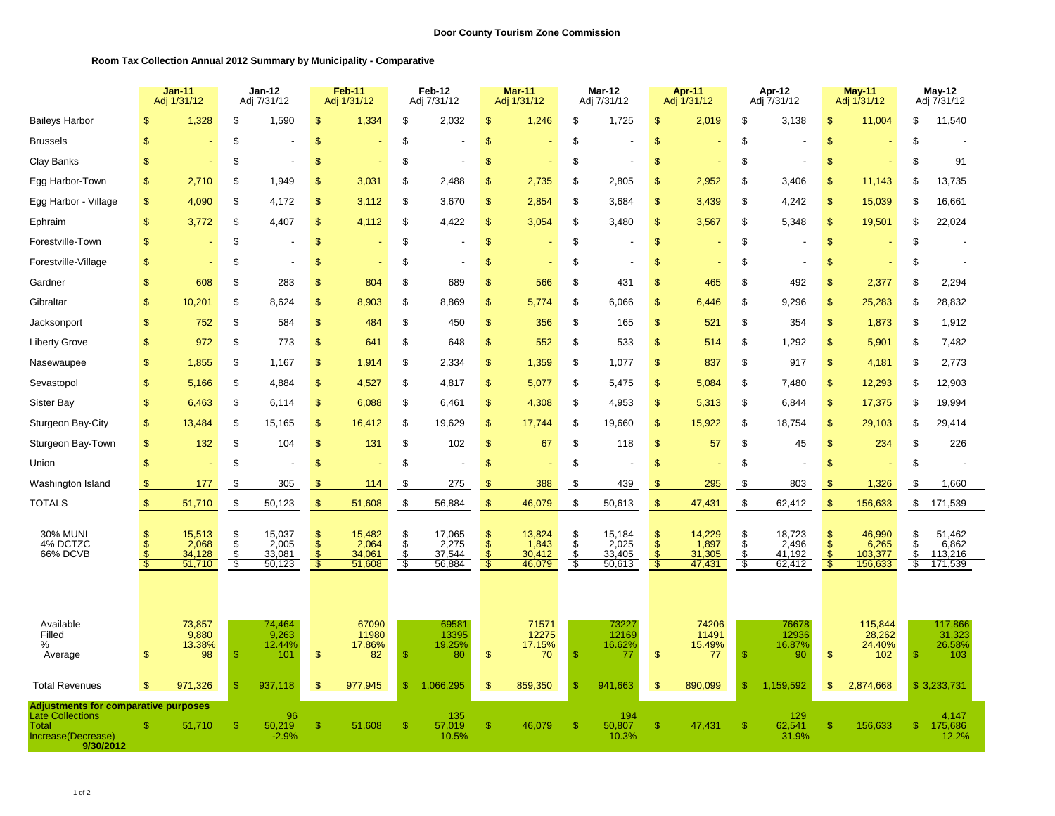**Door County Tourism Zone Commission**

**Room Tax Collection Annual 2012 Summary by Municipality - Comparative**

| | Jan-11 Adj 1/31/12 | Jan-12 Adj 7/31/12 | Feb-11 Adj 1/31/12 | Feb-12 Adj 7/31/12 | Mar-11 Adj 1/31/12 | Mar-12 Adj 7/31/12 | Apr-11 Adj 1/31/12 | Apr-12 Adj 7/31/12 | May-11 Adj 1/31/12 | May-12 Adj 7/31/12 |
|---|---|---|---|---|---|---|---|---|---|---|
| Baileys Harbor | $ 1,328 | $ 1,590 | $ 1,334 | $ 2,032 | $ 1,246 | $ 1,725 | $ 2,019 | $ 3,138 | $ 11,004 | $ 11,540 |
| Brussels | $ - | $ - | $ - | $ - | $ - | $ - | $ - | $ - | $ - | $ - |
| Clay Banks | $ - | $ - | $ - | $ - | $ - | $ - | $ - | $ - | $ - | $ 91 |
| Egg Harbor-Town | $ 2,710 | $ 1,949 | $ 3,031 | $ 2,488 | $ 2,735 | $ 2,805 | $ 2,952 | $ 3,406 | $ 11,143 | $ 13,735 |
| Egg Harbor - Village | $ 4,090 | $ 4,172 | $ 3,112 | $ 3,670 | $ 2,854 | $ 3,684 | $ 3,439 | $ 4,242 | $ 15,039 | $ 16,661 |
| Ephraim | $ 3,772 | $ 4,407 | $ 4,112 | $ 4,422 | $ 3,054 | $ 3,480 | $ 3,567 | $ 5,348 | $ 19,501 | $ 22,024 |
| Forestville-Town | $ - | $ - | $ - | $ - | $ - | $ - | $ - | $ - | $ - | $ - |
| Forestville-Village | $ - | $ - | $ - | $ - | $ - | $ - | $ - | $ - | $ - | $ - |
| Gardner | $ 608 | $ 283 | $ 804 | $ 689 | $ 566 | $ 431 | $ 465 | $ 492 | $ 2,377 | $ 2,294 |
| Gibraltar | $ 10,201 | $ 8,624 | $ 8,903 | $ 8,869 | $ 5,774 | $ 6,066 | $ 6,446 | $ 9,296 | $ 25,283 | $ 28,832 |
| Jacksonport | $ 752 | $ 584 | $ 484 | $ 450 | $ 356 | $ 165 | $ 521 | $ 354 | $ 1,873 | $ 1,912 |
| Liberty Grove | $ 972 | $ 773 | $ 641 | $ 648 | $ 552 | $ 533 | $ 514 | $ 1,292 | $ 5,901 | $ 7,482 |
| Nasewaupee | $ 1,855 | $ 1,167 | $ 1,914 | $ 2,334 | $ 1,359 | $ 1,077 | $ 837 | $ 917 | $ 4,181 | $ 2,773 |
| Sevastopol | $ 5,166 | $ 4,884 | $ 4,527 | $ 4,817 | $ 5,077 | $ 5,475 | $ 5,084 | $ 7,480 | $ 12,293 | $ 12,903 |
| Sister Bay | $ 6,463 | $ 6,114 | $ 6,088 | $ 6,461 | $ 4,308 | $ 4,953 | $ 5,313 | $ 6,844 | $ 17,375 | $ 19,994 |
| Sturgeon Bay-City | $ 13,484 | $ 15,165 | $ 16,412 | $ 19,629 | $ 17,744 | $ 19,660 | $ 15,922 | $ 18,754 | $ 29,103 | $ 29,414 |
| Sturgeon Bay-Town | $ 132 | $ 104 | $ 131 | $ 102 | $ 67 | $ 118 | $ 57 | $ 45 | $ 234 | $ 226 |
| Union | $ - | $ - | $ - | $ - | $ - | $ - | $ - | $ - | $ - | $ - |
| Washington Island | $ 177 | $ 305 | $ 114 | $ 275 | $ 388 | $ 439 | $ 295 | $ 803 | $ 1,326 | $ 1,660 |
| TOTALS | $ 51,710 | $ 50,123 | $ 51,608 | $ 56,884 | $ 46,079 | $ 50,613 | $ 47,431 | $ 62,412 | $ 156,633 | $ 171,539 |
| 30% MUNI | $ 15,513 | $ 15,037 | $ 15,482 | $ 17,065 | $ 13,824 | $ 15,184 | $ 14,229 | $ 18,723 | $ 46,990 | $ 51,462 |
| 4% DCTZC | $ 2,068 | $ 2,005 | $ 2,064 | $ 2,275 | $ 1,843 | $ 2,025 | $ 1,897 | $ 2,496 | $ 6,265 | $ 6,862 |
| 66% DCVB | $ 34,128 | $ 33,081 | $ 34,061 | $ 37,544 | $ 30,412 | $ 33,405 | $ 31,305 | $ 41,192 | $ 103,377 | $ 113,216 |
| | $ 51,710 | $ 50,123 | $ 51,608 | $ 56,884 | $ 46,079 | $ 50,613 | $ 47,431 | $ 62,412 | $ 156,633 | $ 171,539 |
| Available | 73,857 | 74,464 | 67090 | 69581 | 71571 | 73227 | 74206 | 76678 | 115,844 | 117,866 |
| Filled | 9,880 | 9,263 | 11980 | 13395 | 12275 | 12169 | 11491 | 12936 | 28,262 | 31,323 |
| % | 13.38% | 12.44% | 17.86% | 19.25% | 17.15% | 16.62% | 15.49% | 16.87% | 24.40% | 26.58% |
| Average | $ 98 | $ 101 | $ 82 | $ 80 | $ 70 | $ 77 | $ 77 | $ 90 | $ 102 | $ 103 |
| Total Revenues | $ 971,326 | $ 937,118 | $ 977,945 | $ 1,066,295 | $ 859,350 | $ 941,663 | $ 890,099 | $ 1,159,592 | $ 2,874,668 | $ 3,233,731 |
| **Adjustments for comparative purposes** | | | | | | | | | | |
| Late Collections | | 96 | | 135 | | 194 | | 129 | | 4,147 |
| Total | $ 51,710 | $ 50,219 | $ 51,608 | $ 57,019 | $ 46,079 | $ 50,807 | $ 47,431 | $ 62,541 | $ 156,633 | $ 175,686 |
| Increase(Decrease) | | -2.9% | | 10.5% | | 10.3% | | 31.9% | | 12.2% |
| **9/30/2012** | | | | | | | | | | |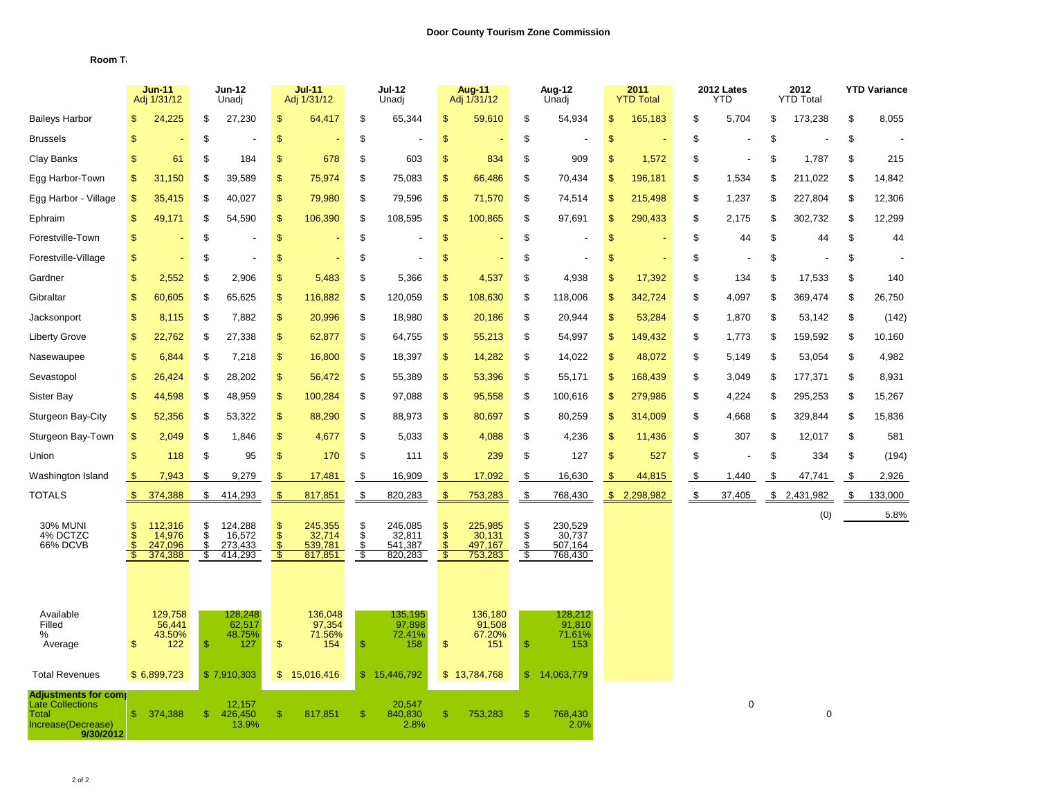## Door County Tourism Zone Commission

**Room T**

| | Jun-11 Adj 1/31/12 | Jun-12 Unadj | Jul-11 Adj 1/31/12 | Jul-12 Unadj | Aug-11 Adj 1/31/12 | Aug-12 Unadj | 2011 YTD Total | 2012 Lates YTD | 2012 YTD Total | YTD Variance |
|---|---|---|---|---|---|---|---|---|---|---|
| Baileys Harbor | $ 24,225 | $ 27,230 | $ 64,417 | $ 65,344 | $ 59,610 | $ 54,934 | $ 165,183 | $ 5,704 | $ 173,238 | $ 8,055 |
| Brussels | $ - | $ - | $ - | $ - | $ - | $ - | $ - | $ - | $ - | $ - |
| Clay Banks | $ 61 | $ 184 | $ 678 | $ 603 | $ 834 | $ 909 | $ 1,572 | $ - | $ 1,787 | $ 215 |
| Egg Harbor-Town | $ 31,150 | $ 39,589 | $ 75,974 | $ 75,083 | $ 66,486 | $ 70,434 | $ 196,181 | $ 1,534 | $ 211,022 | $ 14,842 |
| Egg Harbor - Village | $ 35,415 | $ 40,027 | $ 79,980 | $ 79,596 | $ 71,570 | $ 74,514 | $ 215,498 | $ 1,237 | $ 227,804 | $ 12,306 |
| Ephraim | $ 49,171 | $ 54,590 | $ 106,390 | $ 108,595 | $ 100,865 | $ 97,691 | $ 290,433 | $ 2,175 | $ 302,732 | $ 12,299 |
| Forestville-Town | $ - | $ - | $ - | $ - | $ - | $ - | $ - | $ 44 | $ 44 | $ 44 |
| Forestville-Village | $ - | $ - | $ - | $ - | $ - | $ - | $ - | $ - | $ - | $ - |
| Gardner | $ 2,552 | $ 2,906 | $ 5,483 | $ 5,366 | $ 4,537 | $ 4,938 | $ 17,392 | $ 134 | $ 17,533 | $ 140 |
| Gibraltar | $ 60,605 | $ 65,625 | $ 116,882 | $ 120,059 | $ 108,630 | $ 118,006 | $ 342,724 | $ 4,097 | $ 369,474 | $ 26,750 |
| Jacksonport | $ 8,115 | $ 7,882 | $ 20,996 | $ 18,980 | $ 20,186 | $ 20,944 | $ 53,284 | $ 1,870 | $ 53,142 | $ (142) |
| Liberty Grove | $ 22,762 | $ 27,338 | $ 62,877 | $ 64,755 | $ 55,213 | $ 54,997 | $ 149,432 | $ 1,773 | $ 159,592 | $ 10,160 |
| Nasewaupee | $ 6,844 | $ 7,218 | $ 16,800 | $ 18,397 | $ 14,282 | $ 14,022 | $ 48,072 | $ 5,149 | $ 53,054 | $ 4,982 |
| Sevastopol | $ 26,424 | $ 28,202 | $ 56,472 | $ 55,389 | $ 53,396 | $ 55,171 | $ 168,439 | $ 3,049 | $ 177,371 | $ 8,931 |
| Sister Bay | $ 44,598 | $ 48,959 | $ 100,284 | $ 97,088 | $ 95,558 | $ 100,616 | $ 279,986 | $ 4,224 | $ 295,253 | $ 15,267 |
| Sturgeon Bay-City | $ 52,356 | $ 53,322 | $ 88,290 | $ 88,973 | $ 80,697 | $ 80,259 | $ 314,009 | $ 4,668 | $ 329,844 | $ 15,836 |
| Sturgeon Bay-Town | $ 2,049 | $ 1,846 | $ 4,677 | $ 5,033 | $ 4,088 | $ 4,236 | $ 11,436 | $ 307 | $ 12,017 | $ 581 |
| Union | $ 118 | $ 95 | $ 170 | $ 111 | $ 239 | $ 127 | $ 527 | $ - | $ 334 | $ (194) |
| Washington Island | $ 7,943 | $ 9,279 | $ 17,481 | $ 16,909 | $ 17,092 | $ 16,630 | $ 44,815 | $ 1,440 | $ 47,741 | $ 2,926 |
| TOTALS | $ 374,388 | $ 414,293 | $ 817,851 | $ 820,283 | $ 753,283 | $ 768,430 | $ 2,298,982 | $ 37,405 | $ 2,431,982 | $ 133,000 |
| | | | | | | | | | (0) | 5.8% |
| 30% MUNI | $ 112,316 | $ 124,288 | $ 245,355 | $ 246,085 | $ 225,985 | $ 230,529 | | | | |
| 4% DCTZC | $ 14,976 | $ 16,572 | $ 32,714 | $ 32,811 | $ 30,131 | $ 30,737 | | | | |
| 66% DCVB | $ 247,096 | $ 273,433 | $ 539,781 | $ 541,387 | $ 497,167 | $ 507,164 | | | | |
| | $ 374,388 | $ 414,293 | $ 817,851 | $ 820,283 | $ 753,283 | $ 768,430 | | | | |
| Available | 129,758 | 128,248 | 136,048 | 135,195 | 136,180 | 128,212 | | | | |
| Filled | 56,441 | 62,517 | 97,354 | 97,898 | 91,508 | 91,810 | | | | |
| % | 43.50% | 48.75% | 71.56% | 72.41% | 67.20% | 71.61% | | | | |
| Average | $ 122 | $ 127 | $ 154 | $ 158 | $ 151 | $ 153 | | | | |
| Total Revenues | $ 6,899,723 | $ 7,910,303 | $ 15,016,416 | $ 15,446,792 | $ 13,784,768 | $ 14,063,779 | | | | |
| **Adjustments for comp** | | | | | | | | | | |
| Late Collections | | 12,157 | | 20,547 | | | | 0 | 0 | |
| Total | $ 374,388 | $ 426,450 | $ 817,851 | $ 840,830 | $ 753,283 | $ 768,430 | | | | |
| Increase(Decrease) | | 13.9% | | 2.8% | | 2.0% | | | | |
| **9/30/2012** | | | | | | | | | | |